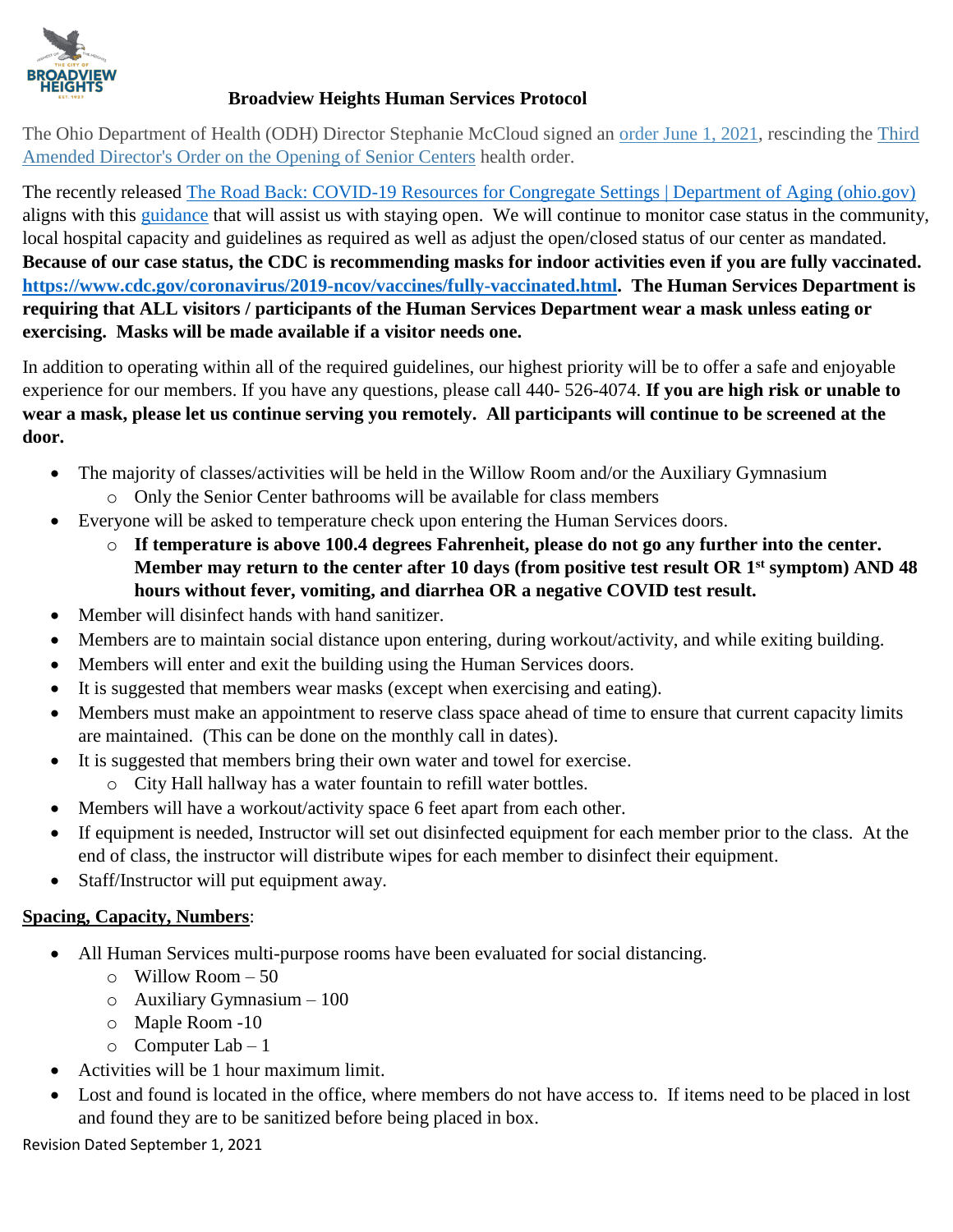# Broadview Heights Human Services Protocol

The Ohio Department of Health (ODH) Director Stephanie McCloud signed an order June 1, 2021, rescinding the Third Amended Director's Order on the Opening of Senior Centers health order.

The recently released The Road Back: COVID-19 Resources for Congregate Settings | Department of Aging (ohio.gov) aligns with this guidance that will assist us with staying open. We will continue to monitor case status in the community, local hospital capacity and guidelines as required as well as adjust the open/closed status of our center as mandated. **Because of our case status, the CDC is recommending masks for indoor activities even if you are fully vaccinated. https://www.cdc.gov/coronavirus/2019-ncov/vaccines/fully-vaccinated.html. The Human Services Department is requiring that ALL visitors / participants of the Human Services Department wear a mask unless eating or exercising. Masks will be made available if a visitor needs one.**

In addition to operating within all of the required guidelines, our highest priority will be to offer a safe and enjoyable experience for our members. If you have any questions, please call 440- 526-4074. **If you are high risk or unable to wear a mask, please let us continue serving you remotely. All participants will continue to be screened at the door.**

- The majority of classes/activities will be held in the Willow Room and/or the Auxiliary Gymnasium
  - Only the Senior Center bathrooms will be available for class members
- Everyone will be asked to temperature check upon entering the Human Services doors.
  - **If temperature is above 100.4 degrees Fahrenheit, please do not go any further into the center. Member may return to the center after 10 days (from positive test result OR 1st symptom) AND 48 hours without fever, vomiting, and diarrhea OR a negative COVID test result.**
- Member will disinfect hands with hand sanitizer.
- Members are to maintain social distance upon entering, during workout/activity, and while exiting building.
- Members will enter and exit the building using the Human Services doors.
- It is suggested that members wear masks (except when exercising and eating).
- Members must make an appointment to reserve class space ahead of time to ensure that current capacity limits are maintained. (This can be done on the monthly call in dates).
- It is suggested that members bring their own water and towel for exercise.
  - City Hall hallway has a water fountain to refill water bottles.
- Members will have a workout/activity space 6 feet apart from each other.
- If equipment is needed, Instructor will set out disinfected equipment for each member prior to the class. At the end of class, the instructor will distribute wipes for each member to disinfect their equipment.
- Staff/Instructor will put equipment away.

**Spacing, Capacity, Numbers**:

- All Human Services multi-purpose rooms have been evaluated for social distancing.
  - Willow Room – 50
  - Auxiliary Gymnasium – 100
  - Maple Room -10
  - Computer Lab – 1
- Activities will be 1 hour maximum limit.
- Lost and found is located in the office, where members do not have access to. If items need to be placed in lost and found they are to be sanitized before being placed in box.

Revision Dated September 1, 2021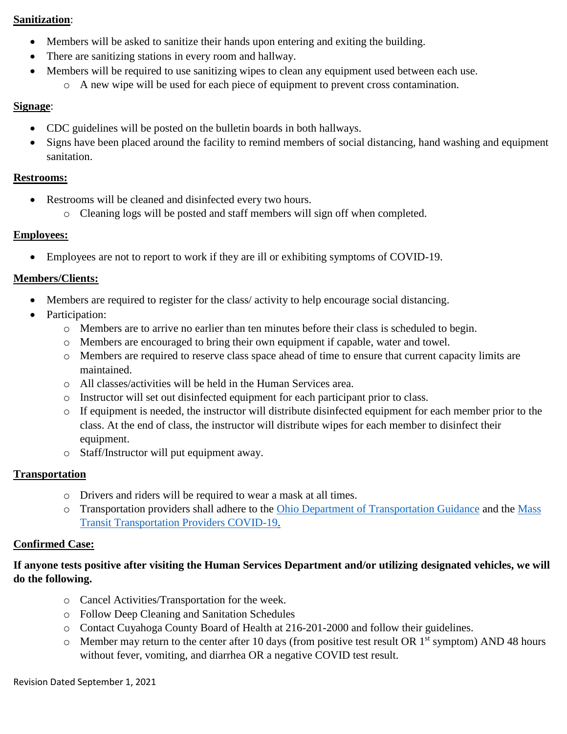**Sanitization**:

- Members will be asked to sanitize their hands upon entering and exiting the building.
- There are sanitizing stations in every room and hallway.
- Members will be required to use sanitizing wipes to clean any equipment used between each use.
  - A new wipe will be used for each piece of equipment to prevent cross contamination.

**Signage**:

- CDC guidelines will be posted on the bulletin boards in both hallways.
- Signs have been placed around the facility to remind members of social distancing, hand washing and equipment sanitation.

**Restrooms:**

- Restrooms will be cleaned and disinfected every two hours.
  - Cleaning logs will be posted and staff members will sign off when completed.

**Employees:**

- Employees are not to report to work if they are ill or exhibiting symptoms of COVID-19.

**Members/Clients:**

- Members are required to register for the class/ activity to help encourage social distancing.
- Participation:
  - Members are to arrive no earlier than ten minutes before their class is scheduled to begin.
  - Members are encouraged to bring their own equipment if capable, water and towel.
  - Members are required to reserve class space ahead of time to ensure that current capacity limits are maintained.
  - All classes/activities will be held in the Human Services area.
  - Instructor will set out disinfected equipment for each participant prior to class.
  - If equipment is needed, the instructor will distribute disinfected equipment for each member prior to the class. At the end of class, the instructor will distribute wipes for each member to disinfect their equipment.
  - Staff/Instructor will put equipment away.

**Transportation**

- Drivers and riders will be required to wear a mask at all times.
- Transportation providers shall adhere to the Ohio Department of Transportation Guidance and the Mass Transit Transportation Providers COVID-19.

**Confirmed Case:**

**If anyone tests positive after visiting the Human Services Department and/or utilizing designated vehicles, we will do the following.**

- Cancel Activities/Transportation for the week.
- Follow Deep Cleaning and Sanitation Schedules
- Contact Cuyahoga County Board of Health at 216-201-2000 and follow their guidelines.
- Member may return to the center after 10 days (from positive test result OR 1st symptom) AND 48 hours without fever, vomiting, and diarrhea OR a negative COVID test result.

Revision Dated September 1, 2021